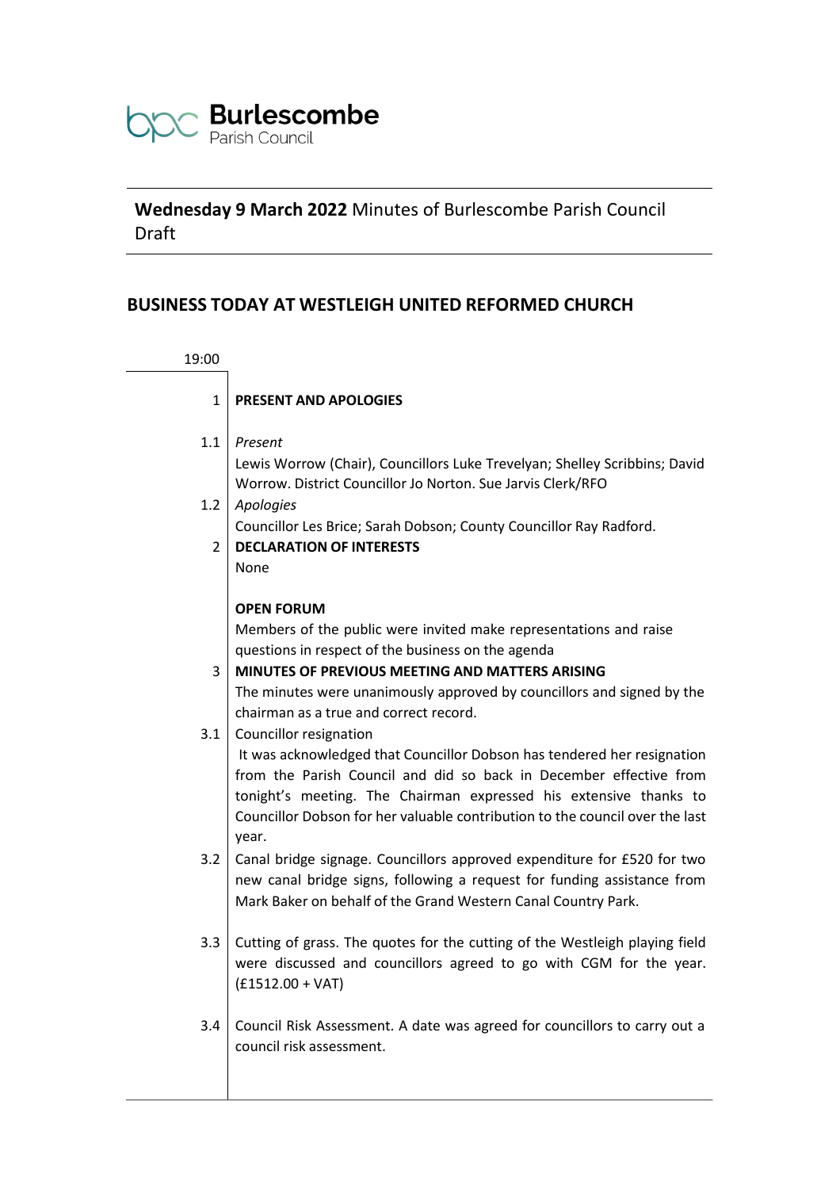**Burlescombe** Parish Council

**Wednesday 9 March 2022** Minutes of Burlescombe Parish Council Draft

## BUSINESS TODAY AT WESTLEIGH UNITED REFORMED CHURCH

19:00

**1 PRESENT AND APOLOGIES**

1.1 *Present*
Lewis Worrow (Chair), Councillors Luke Trevelyan; Shelley Scribbins; David Worrow. District Councillor Jo Norton. Sue Jarvis Clerk/RFO

1.2 *Apologies*
Councillor Les Brice; Sarah Dobson; County Councillor Ray Radford.

**2 DECLARATION OF INTERESTS**
None

**OPEN FORUM**
Members of the public were invited make representations and raise questions in respect of the business on the agenda

**3 MINUTES OF PREVIOUS MEETING AND MATTERS ARISING**
The minutes were unanimously approved by councillors and signed by the chairman as a true and correct record.

3.1 Councillor resignation
It was acknowledged that Councillor Dobson has tendered her resignation from the Parish Council and did so back in December effective from tonight's meeting. The Chairman expressed his extensive thanks to Councillor Dobson for her valuable contribution to the council over the last year.

3.2 Canal bridge signage. Councillors approved expenditure for £520 for two new canal bridge signs, following a request for funding assistance from Mark Baker on behalf of the Grand Western Canal Country Park.

3.3 Cutting of grass. The quotes for the cutting of the Westleigh playing field were discussed and councillors agreed to go with CGM for the year. (£1512.00 + VAT)

3.4 Council Risk Assessment. A date was agreed for councillors to carry out a council risk assessment.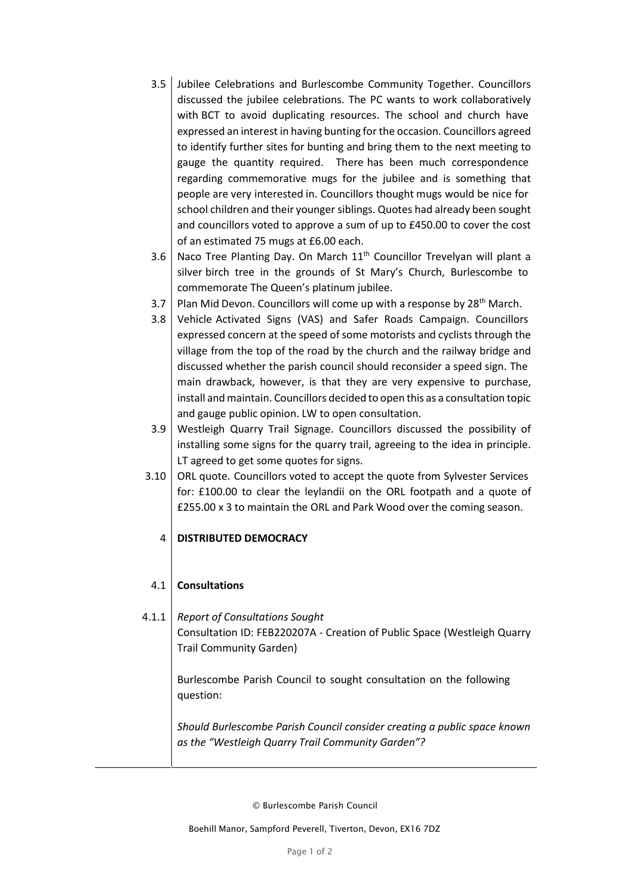3.5 Jubilee Celebrations and Burlescombe Community Together. Councillors discussed the jubilee celebrations. The PC wants to work collaboratively with BCT to avoid duplicating resources. The school and church have expressed an interest in having bunting for the occasion. Councillors agreed to identify further sites for bunting and bring them to the next meeting to gauge the quantity required. There has been much correspondence regarding commemorative mugs for the jubilee and is something that people are very interested in. Councillors thought mugs would be nice for school children and their younger siblings. Quotes had already been sought and councillors voted to approve a sum of up to £450.00 to cover the cost of an estimated 75 mugs at £6.00 each.

3.6 Naco Tree Planting Day. On March 11th Councillor Trevelyan will plant a silver birch tree in the grounds of St Mary's Church, Burlescombe to commemorate The Queen's platinum jubilee.

3.7 Plan Mid Devon. Councillors will come up with a response by 28th March.

3.8 Vehicle Activated Signs (VAS) and Safer Roads Campaign. Councillors expressed concern at the speed of some motorists and cyclists through the village from the top of the road by the church and the railway bridge and discussed whether the parish council should reconsider a speed sign. The main drawback, however, is that they are very expensive to purchase, install and maintain. Councillors decided to open this as a consultation topic and gauge public opinion. LW to open consultation.

3.9 Westleigh Quarry Trail Signage. Councillors discussed the possibility of installing some signs for the quarry trail, agreeing to the idea in principle. LT agreed to get some quotes for signs.

3.10 ORL quote. Councillors voted to accept the quote from Sylvester Services for: £100.00 to clear the leylandii on the ORL footpath and a quote of £255.00 x 3 to maintain the ORL and Park Wood over the coming season.

## 4 DISTRIBUTED DEMOCRACY

### 4.1 Consultations

4.1.1 *Report of Consultations Sought*

Consultation ID: FEB220207A - Creation of Public Space (Westleigh Quarry Trail Community Garden)

Burlescombe Parish Council to sought consultation on the following question:

*Should Burlescombe Parish Council consider creating a public space known as the "Westleigh Quarry Trail Community Garden"?*

© Burlescombe Parish Council

Boehill Manor, Sampford Peverell, Tiverton, Devon, EX16 7DZ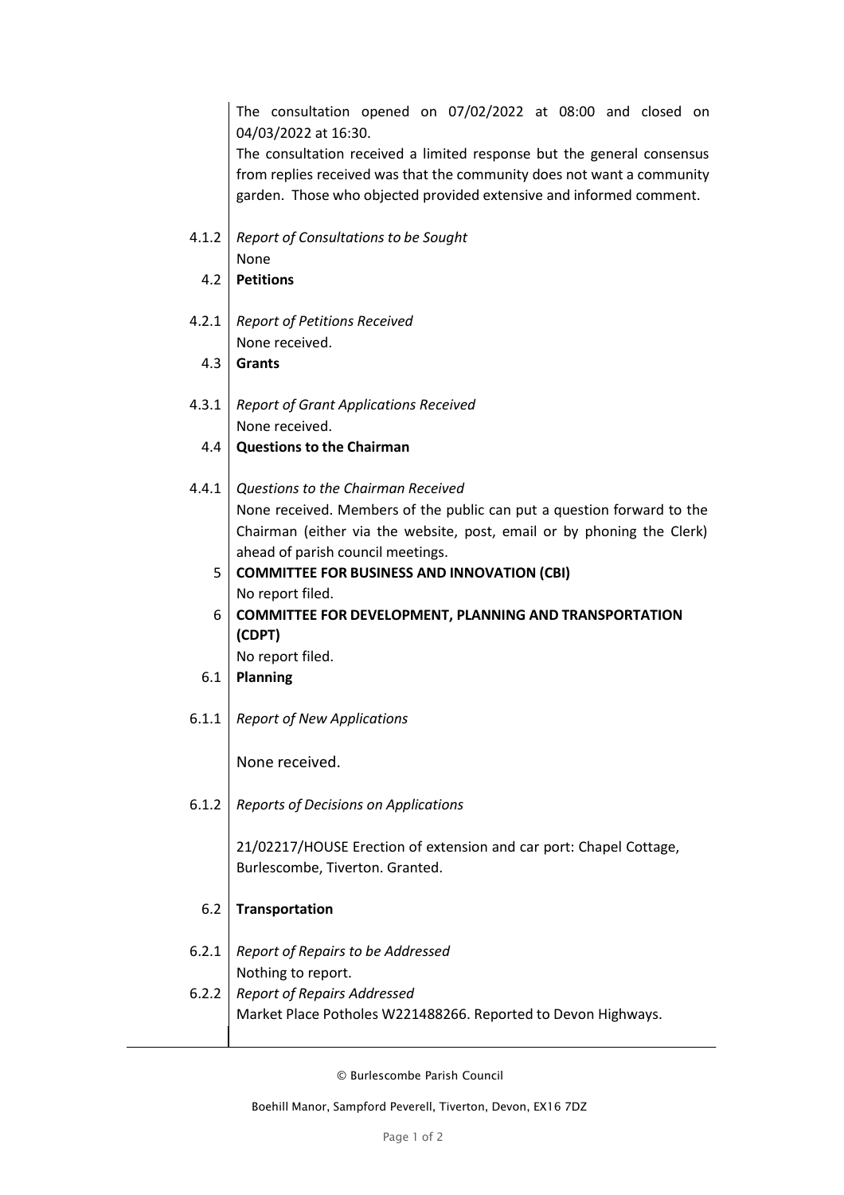The consultation opened on 07/02/2022 at 08:00 and closed on 04/03/2022 at 16:30.

The consultation received a limited response but the general consensus from replies received was that the community does not want a community garden. Those who objected provided extensive and informed comment.

4.1.2 *Report of Consultations to be Sought*

None

4.2 **Petitions**

4.2.1 *Report of Petitions Received*

None received.

4.3 **Grants**

4.3.1 *Report of Grant Applications Received*

None received.

4.4 **Questions to the Chairman**

4.4.1 *Questions to the Chairman Received*

None received. Members of the public can put a question forward to the Chairman (either via the website, post, email or by phoning the Clerk) ahead of parish council meetings.

5 **COMMITTEE FOR BUSINESS AND INNOVATION (CBI)**

No report filed.

6 **COMMITTEE FOR DEVELOPMENT, PLANNING AND TRANSPORTATION (CDPT)**

No report filed.

6.1 **Planning**

6.1.1 *Report of New Applications*

None received.

6.1.2 *Reports of Decisions on Applications*

21/02217/HOUSE Erection of extension and car port: Chapel Cottage, Burlescombe, Tiverton. Granted.

6.2 **Transportation**

6.2.1 *Report of Repairs to be Addressed*

Nothing to report.

6.2.2 *Report of Repairs Addressed*

Market Place Potholes W221488266. Reported to Devon Highways.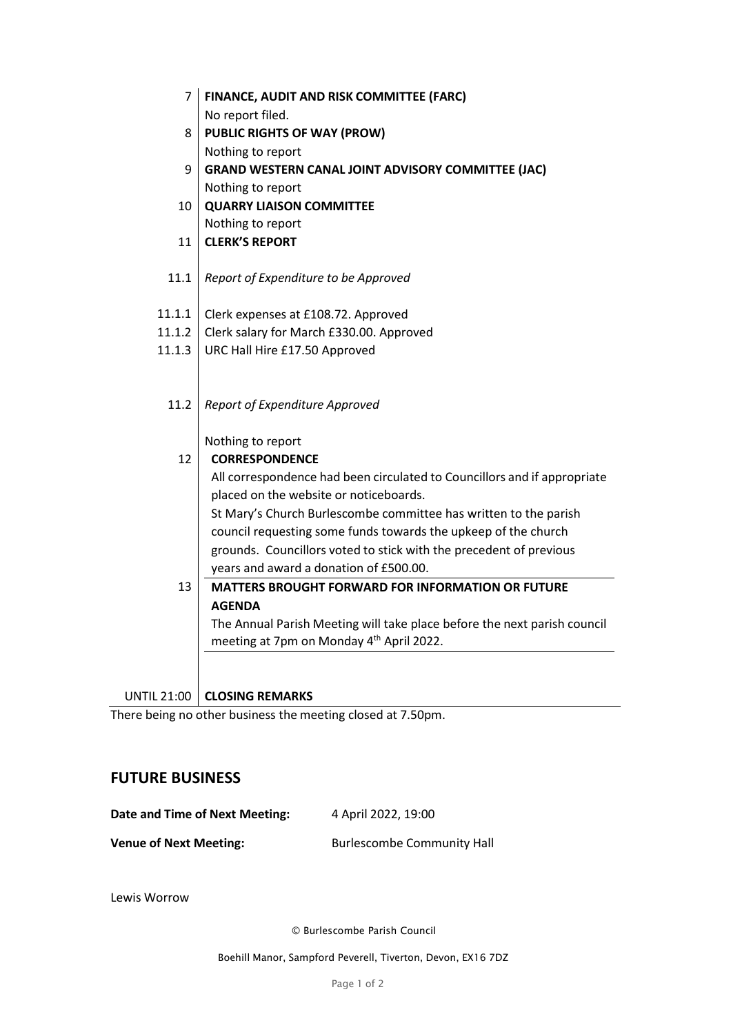| | |
|---|---|
| 7 | **FINANCE, AUDIT AND RISK COMMITTEE (FARC)** |
| | No report filed. |
| 8 | **PUBLIC RIGHTS OF WAY (PROW)** |
| | Nothing to report |
| 9 | **GRAND WESTERN CANAL JOINT ADVISORY COMMITTEE (JAC)** |
| | Nothing to report |
| 10 | **QUARRY LIAISON COMMITTEE** |
| | Nothing to report |
| 11 | **CLERK'S REPORT** |
| 11.1 | *Report of Expenditure to be Approved* |
| 11.1.1 | Clerk expenses at £108.72. Approved |
| 11.1.2 | Clerk salary for March £330.00. Approved |
| 11.1.3 | URC Hall Hire £17.50 Approved |
| 11.2 | *Report of Expenditure Approved* |
| | Nothing to report |
| 12 | **CORRESPONDENCE** |
| | All correspondence had been circulated to Councillors and if appropriate placed on the website or noticeboards. St Mary's Church Burlescombe committee has written to the parish council requesting some funds towards the upkeep of the church grounds. Councillors voted to stick with the precedent of previous years and award a donation of £500.00. |
| 13 | **MATTERS BROUGHT FORWARD FOR INFORMATION OR FUTURE AGENDA** |
| | The Annual Parish Meeting will take place before the next parish council meeting at 7pm on Monday 4th April 2022. |
| UNTIL 21:00 | **CLOSING REMARKS** |

There being no other business the meeting closed at 7.50pm.

## FUTURE BUSINESS

**Date and Time of Next Meeting:** 4 April 2022, 19:00

**Venue of Next Meeting:** Burlescombe Community Hall

Lewis Worrow

© Burlescombe Parish Council

Boehill Manor, Sampford Peverell, Tiverton, Devon, EX16 7DZ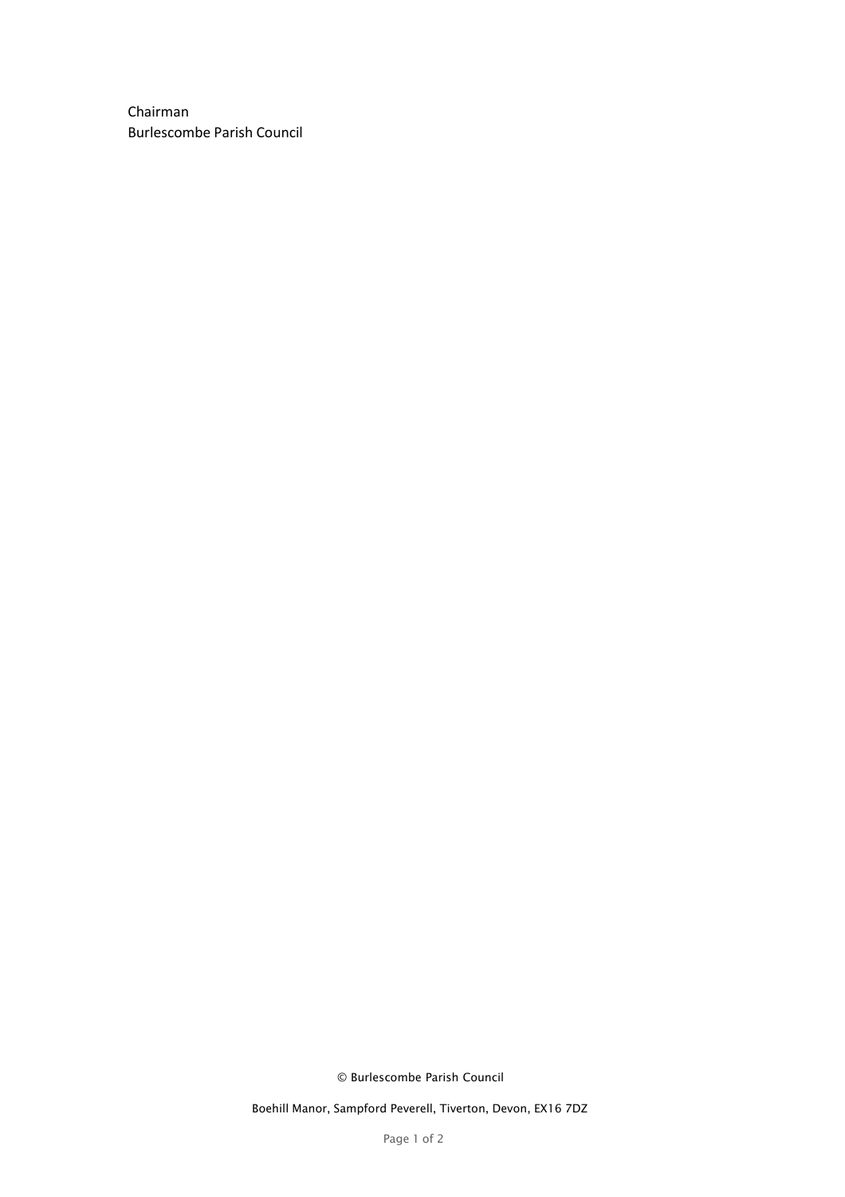Chairman
Burlescombe Parish Council